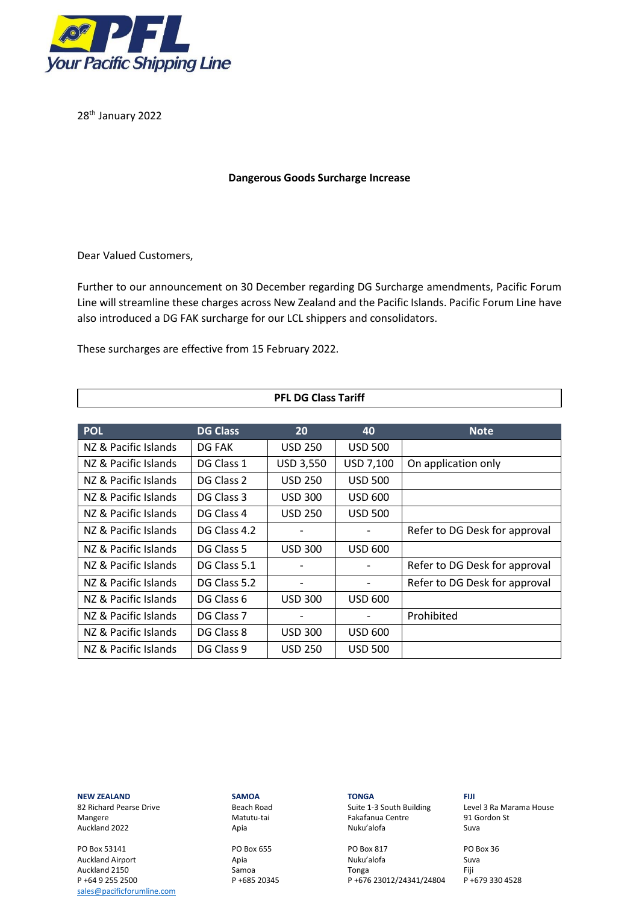Your Pacific Shipping Line

28th January 2022

**Dangerous Goods Surcharge Increase**

Dear Valued Customers,

Further to our announcement on 30 December regarding DG Surcharge amendments, Pacific Forum Line will streamline these charges across New Zealand and the Pacific Islands. Pacific Forum Line have also introduced a DG FAK surcharge for our LCL shippers and consolidators.

These surcharges are effective from 15 February 2022.

**PFL DG Class Tariff**

| POL | DG Class | 20 | 40 | Note |
|---|---|---|---|---|
| NZ & Pacific Islands | DG FAK | USD 250 | USD 500 | |
| NZ & Pacific Islands | DG Class 1 | USD 3,550 | USD 7,100 | On application only |
| NZ & Pacific Islands | DG Class 2 | USD 250 | USD 500 | |
| NZ & Pacific Islands | DG Class 3 | USD 300 | USD 600 | |
| NZ & Pacific Islands | DG Class 4 | USD 250 | USD 500 | |
| NZ & Pacific Islands | DG Class 4.2 | - | - | Refer to DG Desk for approval |
| NZ & Pacific Islands | DG Class 5 | USD 300 | USD 600 | |
| NZ & Pacific Islands | DG Class 5.1 | - | - | Refer to DG Desk for approval |
| NZ & Pacific Islands | DG Class 5.2 | - | - | Refer to DG Desk for approval |
| NZ & Pacific Islands | DG Class 6 | USD 300 | USD 600 | |
| NZ & Pacific Islands | DG Class 7 | - | - | Prohibited |
| NZ & Pacific Islands | DG Class 8 | USD 300 | USD 600 | |
| NZ & Pacific Islands | DG Class 9 | USD 250 | USD 500 | |

**NEW ZEALAND**
82 Richard Pearse Drive
Mangere
Auckland 2022

PO Box 53141
Auckland Airport
Auckland 2150
P +64 9 255 2500
sales@pacificforumline.com

**SAMOA**
Beach Road
Matutu-tai
Apia

PO Box 655
Apia
Samoa
P +685 20345

**TONGA**
Suite 1-3 South Building
Fakafanua Centre
Nuku'alofa

PO Box 817
Nuku'alofa
Tonga
P +676 23012/24341/24804

**FIJI**
Level 3 Ra Marama House
91 Gordon St
Suva

PO Box 36
Suva
Fiji
P +679 330 4528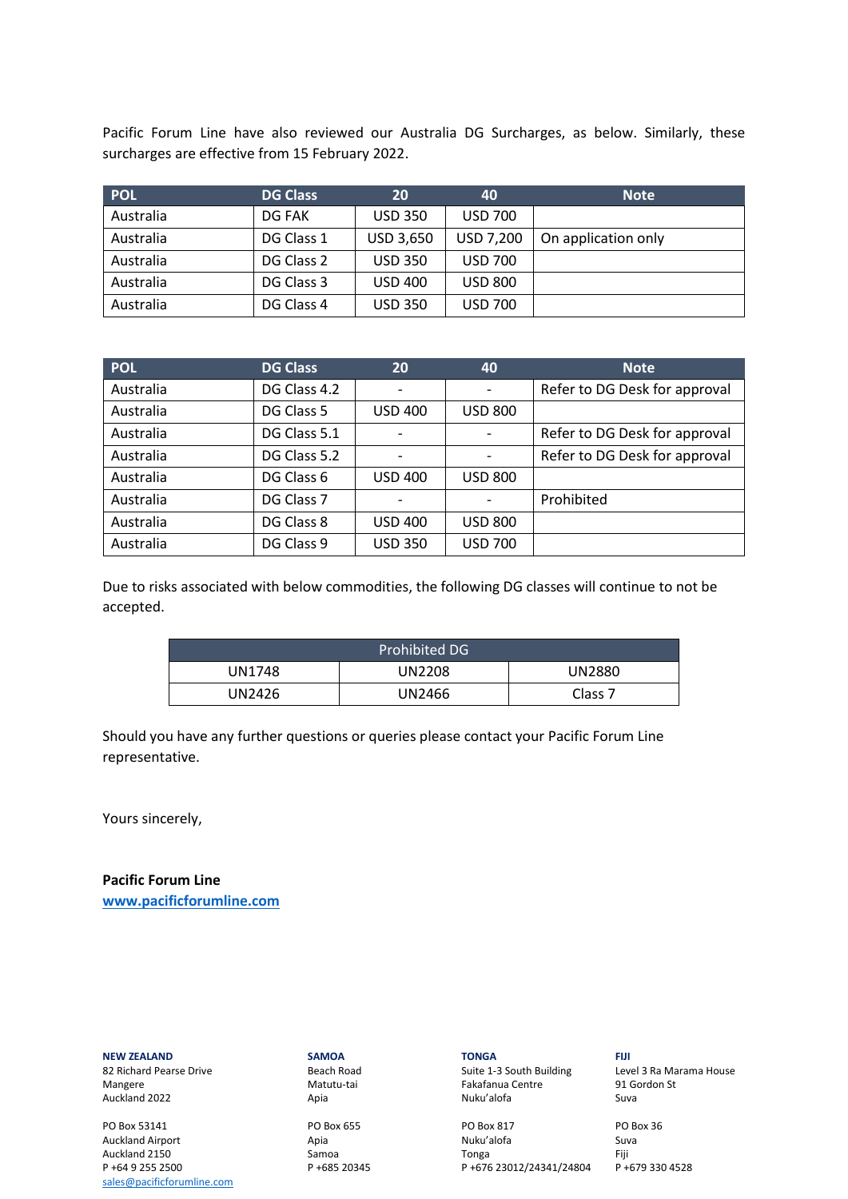Pacific Forum Line have also reviewed our Australia DG Surcharges, as below. Similarly, these surcharges are effective from 15 February 2022.

| POL | DG Class | 20 | 40 | Note |
|---|---|---|---|---|
| Australia | DG FAK | USD 350 | USD 700 | |
| Australia | DG Class 1 | USD 3,650 | USD 7,200 | On application only |
| Australia | DG Class 2 | USD 350 | USD 700 | |
| Australia | DG Class 3 | USD 400 | USD 800 | |
| Australia | DG Class 4 | USD 350 | USD 700 | |

| POL | DG Class | 20 | 40 | Note |
|---|---|---|---|---|
| Australia | DG Class 4.2 | - | - | Refer to DG Desk for approval |
| Australia | DG Class 5 | USD 400 | USD 800 | |
| Australia | DG Class 5.1 | - | - | Refer to DG Desk for approval |
| Australia | DG Class 5.2 | - | - | Refer to DG Desk for approval |
| Australia | DG Class 6 | USD 400 | USD 800 | |
| Australia | DG Class 7 | - | - | Prohibited |
| Australia | DG Class 8 | USD 400 | USD 800 | |
| Australia | DG Class 9 | USD 350 | USD 700 | |

Due to risks associated with below commodities, the following DG classes will continue to not be accepted.

| Prohibited DG | | |
|---|---|---|
| UN1748 | UN2208 | UN2880 |
| UN2426 | UN2466 | Class 7 |

Should you have any further questions or queries please contact your Pacific Forum Line representative.

Yours sincerely,

**Pacific Forum Line**
[www.pacificforumline.com](http://www.pacificforumline.com)

**NEW ZEALAND**
82 Richard Pearse Drive
Mangere
Auckland 2022

PO Box 53141
Auckland Airport
Auckland 2150
P +64 9 255 2500
sales@pacificforumline.com

**SAMOA**
Beach Road
Matutu-tai
Apia

PO Box 655
Apia
Samoa
P +685 20345

**TONGA**
Suite 1-3 South Building
Fakafanua Centre
Nuku'alofa

PO Box 817
Nuku'alofa
Tonga
P +676 23012/24341/24804

**FIJI**
Level 3 Ra Marama House
91 Gordon St
Suva

PO Box 36
Suva
Fiji
P +679 330 4528